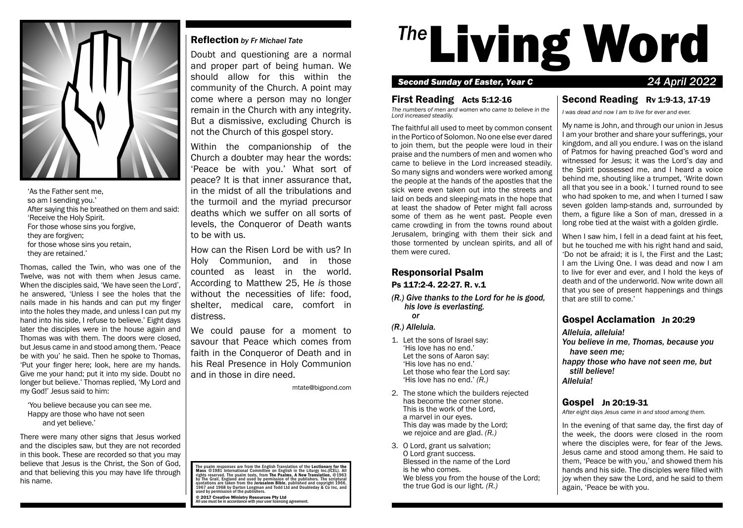# The Living Word

*Second Sunday of Easter, Year C* — *24 April 2022*

## First Reading Acts 5:12-16

*The numbers of men and women who came to believe in the Lord increased steadily.*

The faithful all used to meet by common consent in the Portico of Solomon. No one else ever dared to join them, but the people were loud in their praise and the numbers of men and women who came to believe in the Lord increased steadily. So many signs and wonders were worked among the people at the hands of the apostles that the sick were even taken out into the streets and laid on beds and sleeping-mats in the hope that at least the shadow of Peter might fall across some of them as he went past. People even came crowding in from the towns round about Jerusalem, bringing with them their sick and those tormented by unclean spirits, and all of them were cured.

## Responsorial Psalm

**Ps 117:2-4. 22-27. R. v.1**

*(R.) Give thanks to the Lord for he is good, his love is everlasting.*
*or*
*(R.) Alleluia.*

1. Let the sons of Israel say:
   'His love has no end.'
   Let the sons of Aaron say:
   'His love has no end.'
   Let those who fear the Lord say:
   'His love has no end.' *(R.)*
2. The stone which the builders rejected
   has become the corner stone.
   This is the work of the Lord,
   a marvel in our eyes.
   This day was made by the Lord;
   we rejoice and are glad. *(R.)*
3. O Lord, grant us salvation;
   O Lord grant success.
   Blessed in the name of the Lord
   is he who comes.
   We bless you from the house of the Lord;
   the true God is our light. *(R.)*

## Second Reading Rv 1:9-13, 17-19

*I was dead and now I am to live for ever and ever.*

My name is John, and through our union in Jesus I am your brother and share your sufferings, your kingdom, and all you endure. I was on the island of Patmos for having preached God's word and witnessed for Jesus; it was the Lord's day and the Spirit possessed me, and I heard a voice behind me, shouting like a trumpet, 'Write down all that you see in a book.' I turned round to see who had spoken to me, and when I turned I saw seven golden lamp-stands and, surrounded by them, a figure like a Son of man, dressed in a long robe tied at the waist with a golden girdle.

When I saw him, I fell in a dead faint at his feet, but he touched me with his right hand and said, 'Do not be afraid; it is I, the First and the Last; I am the Living One. I was dead and now I am to live for ever and ever, and I hold the keys of death and of the underworld. Now write down all that you see of present happenings and things that are still to come.'

## Gospel Acclamation Jn 20:29

*Alleluia, alleluia!*
*You believe in me, Thomas, because you have seen me;*
*happy those who have not seen me, but still believe!*
*Alleluia!*

## Gospel Jn 20:19-31

*After eight days Jesus came in and stood among them.*

In the evening of that same day, the first day of the week, the doors were closed in the room where the disciples were, for fear of the Jews. Jesus came and stood among them. He said to them, 'Peace be with you,' and showed them his hands and his side. The disciples were filled with joy when they saw the Lord, and he said to them again, 'Peace be with you.

'As the Father sent me,
so am I sending you.'
After saying this he breathed on them and said:
'Receive the Holy Spirit.
For those whose sins you forgive,
they are forgiven;
for those whose sins you retain,
they are retained.'

Thomas, called the Twin, who was one of the Twelve, was not with them when Jesus came. When the disciples said, 'We have seen the Lord', he answered, 'Unless I see the holes that the nails made in his hands and can put my finger into the holes they made, and unless I can put my hand into his side, I refuse to believe.' Eight days later the disciples were in the house again and Thomas was with them. The doors were closed, but Jesus came in and stood among them. 'Peace be with you' he said. Then he spoke to Thomas, 'Put your finger here; look, here are my hands. Give me your hand; put it into my side. Doubt no longer but believe.' Thomas replied, 'My Lord and my God!' Jesus said to him:

'You believe because you can see me.
Happy are those who have not seen
and yet believe.'

There were many other signs that Jesus worked and the disciples saw, but they are not recorded in this book. These are recorded so that you may believe that Jesus is the Christ, the Son of God, and that believing this you may have life through his name.

## Reflection *by Fr Michael Tate*

Doubt and questioning are a normal and proper part of being human. We should allow for this within the community of the Church. A point may come where a person may no longer remain in the Church with any integrity. But a dismissive, excluding Church is not the Church of this gospel story.

Within the companionship of the Church a doubter may hear the words: 'Peace be with you.' What sort of peace? It is that inner assurance that, in the midst of all the tribulations and the turmoil and the myriad precursor deaths which we suffer on all sorts of levels, the Conqueror of Death wants to be with us.

How can the Risen Lord be with us? In Holy Communion, and in those counted as least in the world. According to Matthew 25, He *is* those without the necessities of life: food, shelter, medical care, comfort in distress.

We could pause for a moment to savour that Peace which comes from faith in the Conqueror of Death and in his Real Presence in Holy Communion and in those in dire need.

mtate@bigpond.com

The psalm responses are from the English Translation of the **Lectionary for the Mass** ©1981 International Committee on English in the Liturgy Inc.(ICEL). All rights reserved. The psalm texts, from **The Psalms, A New Translation**, ©1963 by The Grail, England and used by permission of the publishers. The scriptural quotations are taken from the **Jerusalem Bible**, published and copyright 1966, 1967 and 1968 by Darton Longman and Todd Ltd and Doubleday & Co Inc, and used by permission of the publishers.

**© 2017 Creative Ministry Resources Pty Ltd**
All use must be in accordance with your user licensing agreement.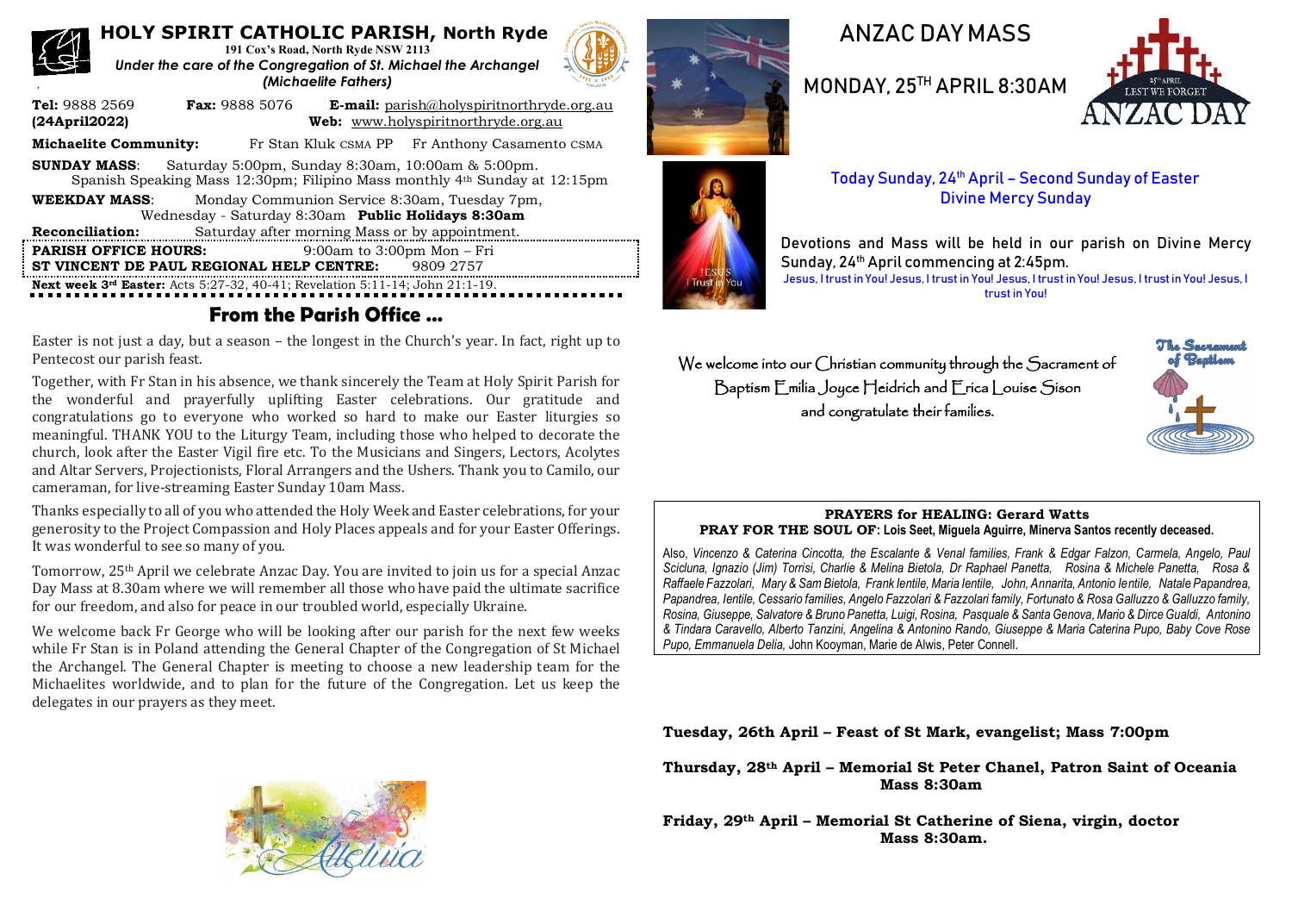# HOLY SPIRIT CATHOLIC PARISH, North Ryde

**191 Cox's Road, North Ryde NSW 2113**

***Under the care of the Congregation of St. Michael the Archangel (Michaelite Fathers)***

**Tel:** 9888 2569 **Fax:** 9888 5076 **E-mail:** parish@holyspiritnorthryde.org.au

**(24April2022)** **Web:** www.holyspiritnorthryde.org.au

**Michaelite Community:** Fr Stan Kluk CSMA PP Fr Anthony Casamento CSMA

**SUNDAY MASS**: Saturday 5:00pm, Sunday 8:30am, 10:00am & 5:00pm. Spanish Speaking Mass 12:30pm; Filipino Mass monthly 4th Sunday at 12:15pm

**WEEKDAY MASS**: Monday Communion Service 8:30am, Tuesday 7pm, Wednesday - Saturday 8:30am **Public Holidays 8:30am**

**Reconciliation:** Saturday after morning Mass or by appointment.

**PARISH OFFICE HOURS:** 9:00am to 3:00pm Mon – Fri

**ST VINCENT DE PAUL REGIONAL HELP CENTRE:** 9809 2757

**Next week 3rd Easter:** Acts 5:27-32, 40-41; Revelation 5:11-14; John 21:1-19.

## From the Parish Office …

Easter is not just a day, but a season – the longest in the Church's year. In fact, right up to Pentecost our parish feast.

Together, with Fr Stan in his absence, we thank sincerely the Team at Holy Spirit Parish for the wonderful and prayerfully uplifting Easter celebrations. Our gratitude and congratulations go to everyone who worked so hard to make our Easter liturgies so meaningful. THANK YOU to the Liturgy Team, including those who helped to decorate the church, look after the Easter Vigil fire etc. To the Musicians and Singers, Lectors, Acolytes and Altar Servers, Projectionists, Floral Arrangers and the Ushers. Thank you to Camilo, our cameraman, for live-streaming Easter Sunday 10am Mass.

Thanks especially to all of you who attended the Holy Week and Easter celebrations, for your generosity to the Project Compassion and Holy Places appeals and for your Easter Offerings. It was wonderful to see so many of you.

Tomorrow, 25th April we celebrate Anzac Day. You are invited to join us for a special Anzac Day Mass at 8.30am where we will remember all those who have paid the ultimate sacrifice for our freedom, and also for peace in our troubled world, especially Ukraine.

We welcome back Fr George who will be looking after our parish for the next few weeks while Fr Stan is in Poland attending the General Chapter of the Congregation of St Michael the Archangel. The General Chapter is meeting to choose a new leadership team for the Michaelites worldwide, and to plan for the future of the Congregation. Let us keep the delegates in our prayers as they meet.

## ANZAC DAY MASS

## MONDAY, 25TH APRIL 8:30AM

25TH APRIL LEST WE FORGET ANZAC DAY

**Today Sunday, 24th April – Second Sunday of Easter**
**Divine Mercy Sunday**

Devotions and Mass will be held in our parish on Divine Mercy Sunday, 24th April commencing at 2:45pm.

Jesus, I trust in You! Jesus, I trust in You! Jesus, I trust in You! Jesus, I trust in You! Jesus, I trust in You!

We welcome into our Christian community through the Sacrament of Baptism Emilia Joyce Heidrich and Erica Louise Sison and congratulate their families.

**PRAYERS for HEALING: Gerard Watts**

**PRAY FOR THE SOUL OF: Lois Seet, Miguela Aguirre, Minerva Santos recently deceased.**

Also, *Vincenzo & Caterina Cincotta, the Escalante & Venal families, Frank & Edgar Falzon, Carmela, Angelo, Paul Scicluna, Ignazio (Jim) Torrisi, Charlie & Melina Bietola, Dr Raphael Panetta, Rosina & Michele Panetta, Rosa & Raffaele Fazzolari, Mary & Sam Bietola, Frank Ientile, Maria Ientile, John, Annarita, Antonio Ientile, Natale Papandrea, Papandrea, Ientile, Cessario families, Angelo Fazzolari & Fazzolari family, Fortunato & Rosa Galluzzo & Galluzzo family, Rosina, Giuseppe, Salvatore & Bruno Panetta, Luigi, Rosina, Pasquale & Santa Genova, Mario & Dirce Gualdi, Antonino & Tindara Caravello, Alberto Tanzini, Angelina & Antonino Rando, Giuseppe & Maria Caterina Pupo, Baby Cove Rose Pupo, Emmanuela Delia,* John Kooyman, Marie de Alwis, Peter Connell.

**Tuesday, 26th April – Feast of St Mark, evangelist; Mass 7:00pm**

**Thursday, 28th April – Memorial St Peter Chanel, Patron Saint of Oceania Mass 8:30am**

**Friday, 29th April – Memorial St Catherine of Siena, virgin, doctor Mass 8:30am.**